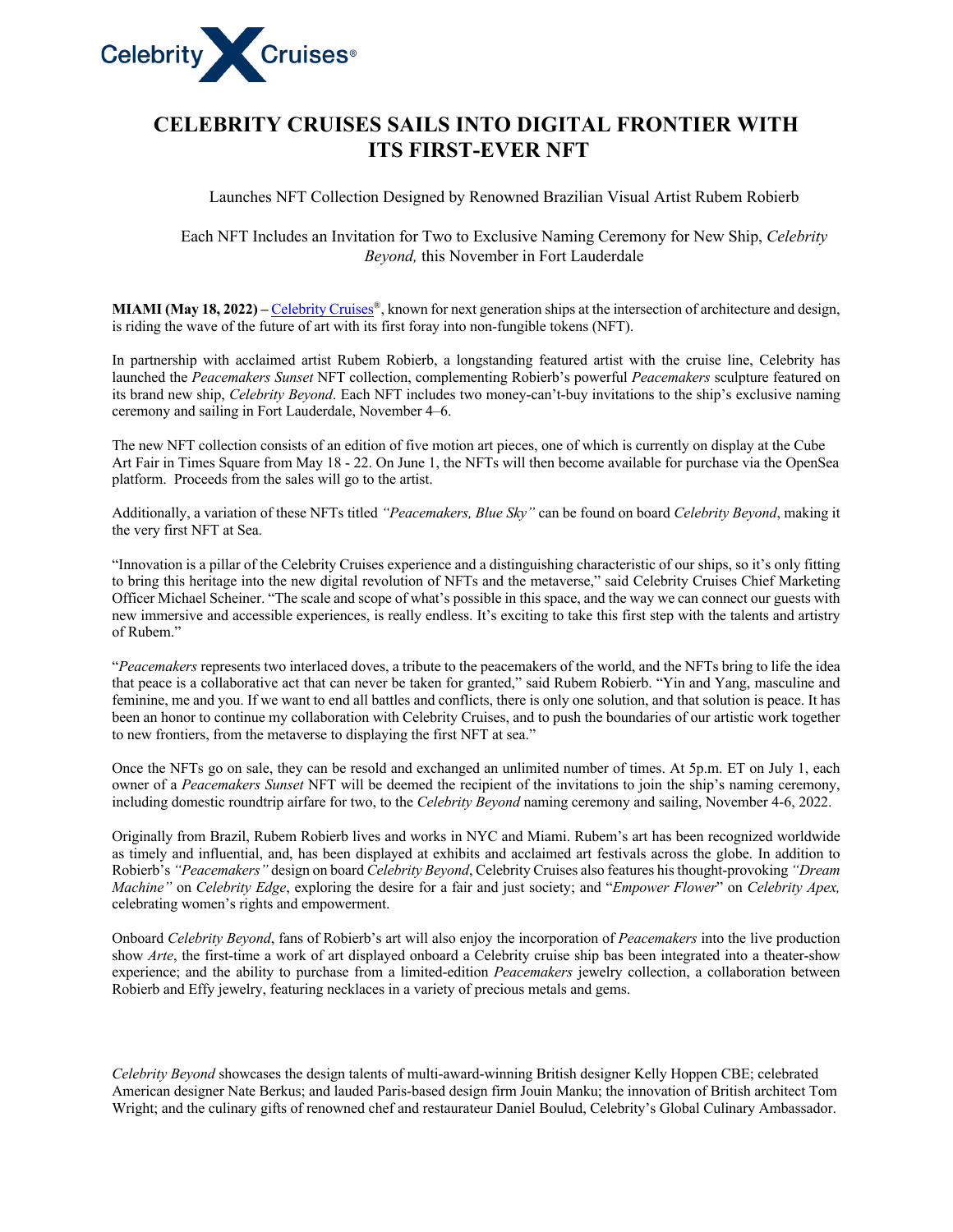Celebrity Cruises®

# CELEBRITY CRUISES SAILS INTO DIGITAL FRONTIER WITH ITS FIRST-EVER NFT

Launches NFT Collection Designed by Renowned Brazilian Visual Artist Rubem Robierb

Each NFT Includes an Invitation for Two to Exclusive Naming Ceremony for New Ship, *Celebrity Beyond,* this November in Fort Lauderdale

**MIAMI (May 18, 2022) –** Celebrity Cruises®, known for next generation ships at the intersection of architecture and design, is riding the wave of the future of art with its first foray into non-fungible tokens (NFT).

In partnership with acclaimed artist Rubem Robierb, a longstanding featured artist with the cruise line, Celebrity has launched the *Peacemakers Sunset* NFT collection, complementing Robierb's powerful *Peacemakers* sculpture featured on its brand new ship, *Celebrity Beyond*. Each NFT includes two money-can't-buy invitations to the ship's exclusive naming ceremony and sailing in Fort Lauderdale, November 4–6.

The new NFT collection consists of an edition of five motion art pieces, one of which is currently on display at the Cube Art Fair in Times Square from May 18 - 22. On June 1, the NFTs will then become available for purchase via the OpenSea platform. Proceeds from the sales will go to the artist.

Additionally, a variation of these NFTs titled *"Peacemakers, Blue Sky"* can be found on board *Celebrity Beyond*, making it the very first NFT at Sea.

"Innovation is a pillar of the Celebrity Cruises experience and a distinguishing characteristic of our ships, so it's only fitting to bring this heritage into the new digital revolution of NFTs and the metaverse," said Celebrity Cruises Chief Marketing Officer Michael Scheiner. "The scale and scope of what's possible in this space, and the way we can connect our guests with new immersive and accessible experiences, is really endless. It's exciting to take this first step with the talents and artistry of Rubem."

"*Peacemakers* represents two interlaced doves, a tribute to the peacemakers of the world, and the NFTs bring to life the idea that peace is a collaborative act that can never be taken for granted," said Rubem Robierb. "Yin and Yang, masculine and feminine, me and you. If we want to end all battles and conflicts, there is only one solution, and that solution is peace. It has been an honor to continue my collaboration with Celebrity Cruises, and to push the boundaries of our artistic work together to new frontiers, from the metaverse to displaying the first NFT at sea."

Once the NFTs go on sale, they can be resold and exchanged an unlimited number of times. At 5p.m. ET on July 1, each owner of a *Peacemakers Sunset* NFT will be deemed the recipient of the invitations to join the ship's naming ceremony, including domestic roundtrip airfare for two, to the *Celebrity Beyond* naming ceremony and sailing, November 4-6, 2022.

Originally from Brazil, Rubem Robierb lives and works in NYC and Miami. Rubem's art has been recognized worldwide as timely and influential, and, has been displayed at exhibits and acclaimed art festivals across the globe. In addition to Robierb's *"Peacemakers"* design on board *Celebrity Beyond*, Celebrity Cruises also features his thought-provoking *"Dream Machine"* on *Celebrity Edge*, exploring the desire for a fair and just society; and "*Empower Flower*" on *Celebrity Apex,* celebrating women's rights and empowerment.

Onboard *Celebrity Beyond*, fans of Robierb's art will also enjoy the incorporation of *Peacemakers* into the live production show *Arte*, the first-time a work of art displayed onboard a Celebrity cruise ship bas been integrated into a theater-show experience; and the ability to purchase from a limited-edition *Peacemakers* jewelry collection, a collaboration between Robierb and Effy jewelry, featuring necklaces in a variety of precious metals and gems.

*Celebrity Beyond* showcases the design talents of multi-award-winning British designer Kelly Hoppen CBE; celebrated American designer Nate Berkus; and lauded Paris-based design firm Jouin Manku; the innovation of British architect Tom Wright; and the culinary gifts of renowned chef and restaurateur Daniel Boulud, Celebrity's Global Culinary Ambassador.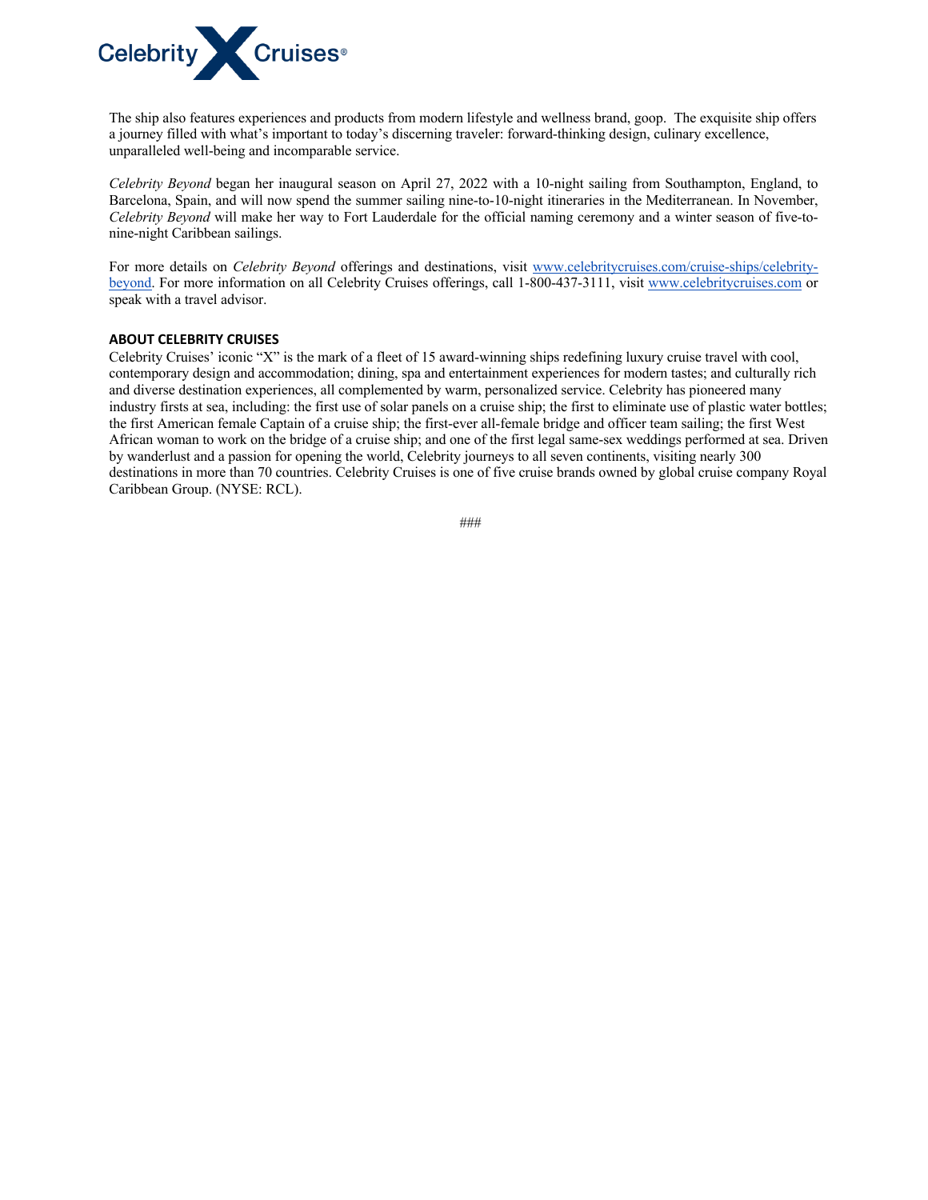The ship also features experiences and products from modern lifestyle and wellness brand, goop. The exquisite ship offers a journey filled with what's important to today's discerning traveler: forward-thinking design, culinary excellence, unparalleled well-being and incomparable service.

*Celebrity Beyond* began her inaugural season on April 27, 2022 with a 10-night sailing from Southampton, England, to Barcelona, Spain, and will now spend the summer sailing nine-to-10-night itineraries in the Mediterranean. In November, *Celebrity Beyond* will make her way to Fort Lauderdale for the official naming ceremony and a winter season of five-to-nine-night Caribbean sailings.

For more details on *Celebrity Beyond* offerings and destinations, visit [www.celebritycruises.com/cruise-ships/celebrity-beyond](www.celebritycruises.com/cruise-ships/celebrity-beyond). For more information on all Celebrity Cruises offerings, call 1-800-437-3111, visit [www.celebritycruises.com](www.celebritycruises.com) or speak with a travel advisor.

**ABOUT CELEBRITY CRUISES**

Celebrity Cruises' iconic "X" is the mark of a fleet of 15 award-winning ships redefining luxury cruise travel with cool, contemporary design and accommodation; dining, spa and entertainment experiences for modern tastes; and culturally rich and diverse destination experiences, all complemented by warm, personalized service. Celebrity has pioneered many industry firsts at sea, including: the first use of solar panels on a cruise ship; the first to eliminate use of plastic water bottles; the first American female Captain of a cruise ship; the first-ever all-female bridge and officer team sailing; the first West African woman to work on the bridge of a cruise ship; and one of the first legal same-sex weddings performed at sea. Driven by wanderlust and a passion for opening the world, Celebrity journeys to all seven continents, visiting nearly 300 destinations in more than 70 countries. Celebrity Cruises is one of five cruise brands owned by global cruise company Royal Caribbean Group. (NYSE: RCL).

###